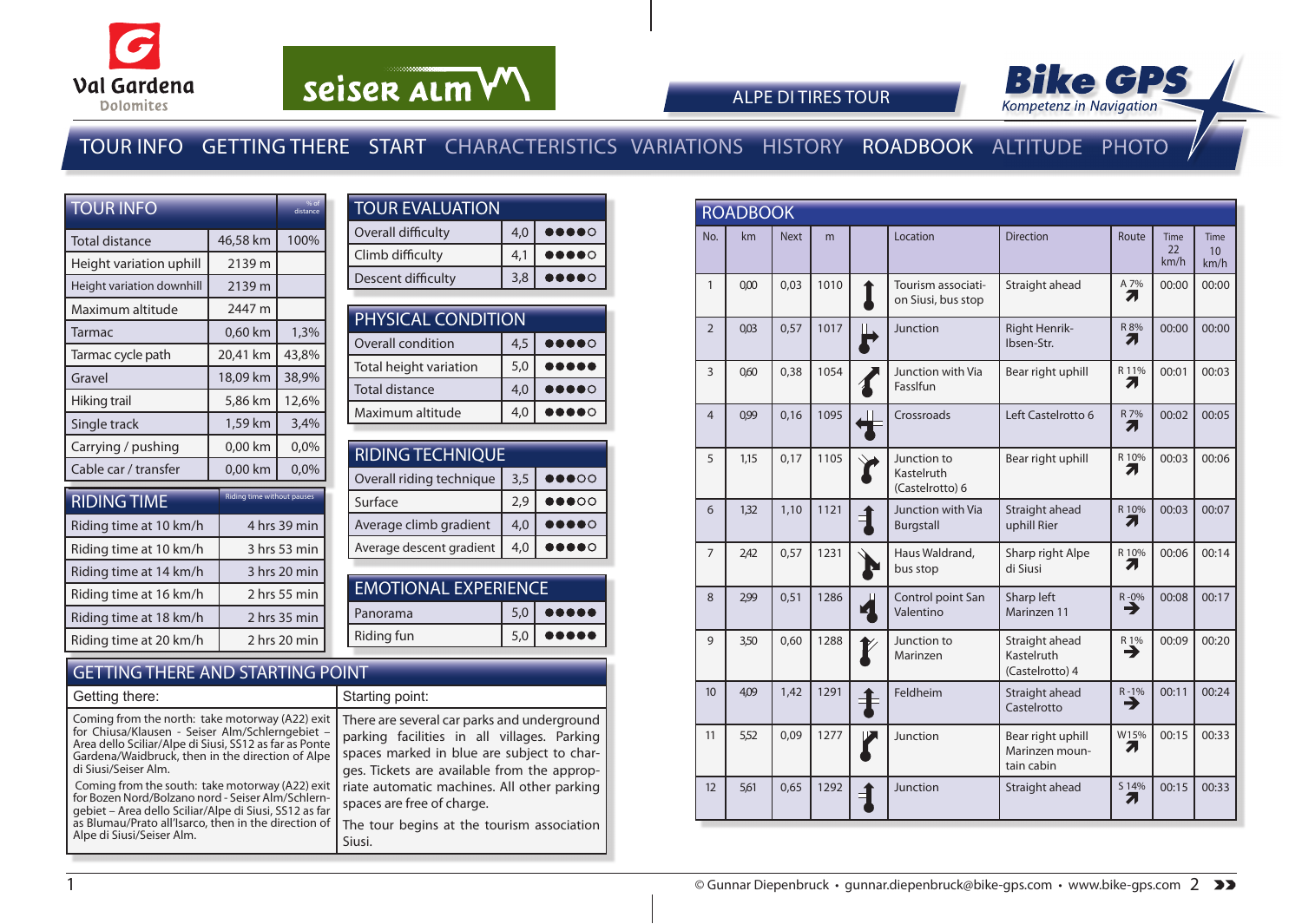Val Gardena Dolomites

seiser alm

# ALPE DI TIRES TOUR

Bike GPS – Kompetenz in Navigation

TOUR INFO GETTING THERE START CHARACTERISTICS VARIATIONS HISTORY ROADBOOK ALTITUDE PHOTO

## TOUR INFO

| TOUR INFO | | % of distance |
|---|---|---|
| Total distance | 46,58 km | 100% |
| Height variation uphill | 2139 m | |
| Height variation downhill | 2139 m | |
| Maximum altitude | 2447 m | |
| Tarmac | 0,60 km | 1,3% |
| Tarmac cycle path | 20,41 km | 43,8% |
| Gravel | 18,09 km | 38,9% |
| Hiking trail | 5,86 km | 12,6% |
| Single track | 1,59 km | 3,4% |
| Carrying / pushing | 0,00 km | 0,0% |
| Cable car / transfer | 0,00 km | 0,0% |

## RIDING TIME

| RIDING TIME | Riding time without pauses |
|---|---|
| Riding time at 10 km/h | 4 hrs 39 min |
| Riding time at 10 km/h | 3 hrs 53 min |
| Riding time at 14 km/h | 3 hrs 20 min |
| Riding time at 16 km/h | 2 hrs 55 min |
| Riding time at 18 km/h | 2 hrs 35 min |
| Riding time at 20 km/h | 2 hrs 20 min |

## TOUR EVALUATION

| TOUR EVALUATION | | |
|---|---|---|
| Overall difficulty | 4,0 | ●●●●○ |
| Climb difficulty | 4,1 | ●●●●○ |
| Descent difficulty | 3,8 | ●●●●○ |

## PHYSICAL CONDITION

| PHYSICAL CONDITION | | |
|---|---|---|
| Overall condition | 4,5 | ●●●●○ |
| Total height variation | 5,0 | ●●●●● |
| Total distance | 4,0 | ●●●●○ |
| Maximum altitude | 4,0 | ●●●●○ |

## RIDING TECHNIQUE

| RIDING TECHNIQUE | | |
|---|---|---|
| Overall riding technique | 3,5 | ●●●○○ |
| Surface | 2,9 | ●●●○○ |
| Average climb gradient | 4,0 | ●●●●○ |
| Average descent gradient | 4,0 | ●●●●○ |

## EMOTIONAL EXPERIENCE

| EMOTIONAL EXPERIENCE | | |
|---|---|---|
| Panorama | 5,0 | ●●●●● |
| Riding fun | 5,0 | ●●●●● |

## GETTING THERE AND STARTING POINT

**Getting there:**

Coming from the north: take motorway (A22) exit for Chiusa/Klausen - Seiser Alm/Schlerngebiet – Area dello Sciliar/Alpe di Siusi, SS12 as far as Ponte Gardena/Waidbruck, then in the direction of Alpe di Siusi/Seiser Alm.

Coming from the south: take motorway (A22) exit for Bozen Nord/Bolzano nord - Seiser Alm/Schlerngebiet – Area dello Sciliar/Alpe di Siusi, SS12 as far as Blumau/Prato all'Isarco, then in the direction of Alpe di Siusi/Seiser Alm.

**Starting point:**

There are several car parks and underground parking facilities in all villages. Parking spaces marked in blue are subject to charges. Tickets are available from the appropriate automatic machines. All other parking spaces are free of charge.

The tour begins at the tourism association Siusi.

## ROADBOOK

| No. | km | Next | m | Location | Direction | Route | Time 22 km/h | Time 10 km/h |
|---|---|---|---|---|---|---|---|---|
| 1 | 0,00 | 0,03 | 1010 | Tourism association Siusi, bus stop | Straight ahead | A 7% | 00:00 | 00:00 |
| 2 | 0,03 | 0,57 | 1017 | Junction | Right Henrik-Ibsen-Str. | R 8% | 00:00 | 00:00 |
| 3 | 0,60 | 0,38 | 1054 | Junction with Via Fasslfun | Bear right uphill | R 11% | 00:01 | 00:03 |
| 4 | 0,99 | 0,16 | 1095 | Crossroads | Left Castelrotto 6 | R 7% | 00:02 | 00:05 |
| 5 | 1,15 | 0,17 | 1105 | Junction to Kastelruth (Castelrotto) 6 | Bear right uphill | R 10% | 00:03 | 00:06 |
| 6 | 1,32 | 1,10 | 1121 | Junction with Via Burgstall | Straight ahead uphill Rier | R 10% | 00:03 | 00:07 |
| 7 | 2,42 | 0,57 | 1231 | Haus Waldrand, bus stop | Sharp right Alpe di Siusi | R 10% | 00:06 | 00:14 |
| 8 | 2,99 | 0,51 | 1286 | Control point San Valentino | Sharp left Marinzen 11 | R -0% | 00:08 | 00:17 |
| 9 | 3,50 | 0,60 | 1288 | Junction to Marinzen | Straight ahead Kastelruth (Castelrotto) 4 | R 1% | 00:09 | 00:20 |
| 10 | 4,09 | 1,42 | 1291 | Feldheim | Straight ahead Castelrotto | R -1% | 00:11 | 00:24 |
| 11 | 5,52 | 0,09 | 1277 | Junction | Bear right uphill Marinzen mountain cabin | W 15% | 00:15 | 00:33 |
| 12 | 5,61 | 0,65 | 1292 | Junction | Straight ahead | S 14% | 00:15 | 00:33 |

© Gunnar Diepenbruck • gunnar.diepenbruck@bike-gps.com • www.bike-gps.com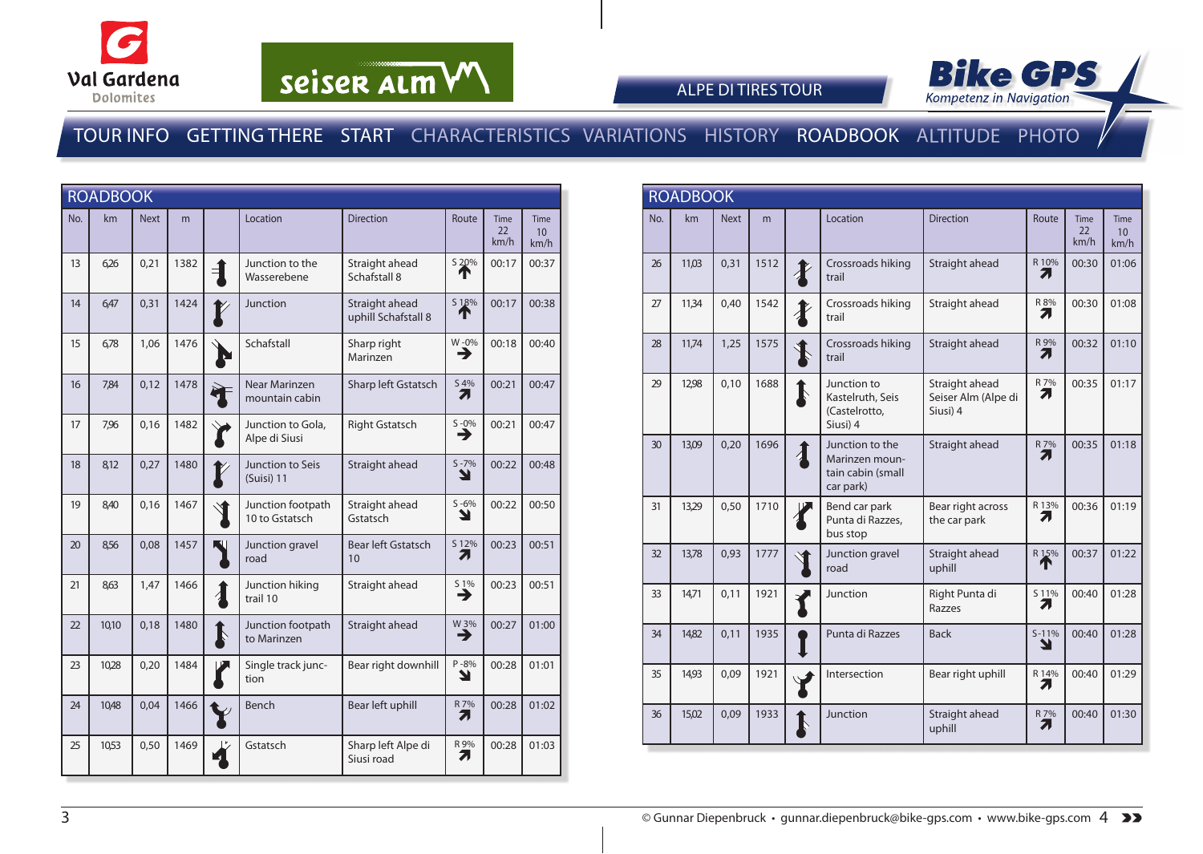Val Gardena Dolomites

seiser alm

ALPE DI TIRES TOUR

Bike GPS
Kompetenz in Navigation

TOUR INFO GETTING THERE START CHARACTERISTICS VARIATIONS HISTORY ROADBOOK ALTITUDE PHOTO

## ROADBOOK

| No. | km | Next | m | | Location | Direction | Route | Time 22 km/h | Time 10 km/h |
|---|---|---|---|---|---|---|---|---|---|
| 13 | 6,26 | 0,21 | 1382 | | Junction to the Wasserebene | Straight ahead Schafstall 8 | S 20% | 00:17 | 00:37 |
| 14 | 6,47 | 0,31 | 1424 | | Junction | Straight ahead uphill Schafstall 8 | S 18% | 00:17 | 00:38 |
| 15 | 6,78 | 1,06 | 1476 | | Schafstall | Sharp right Marinzen | W -0% | 00:18 | 00:40 |
| 16 | 7,84 | 0,12 | 1478 | | Near Marinzen mountain cabin | Sharp left Gstatsch | S 4% | 00:21 | 00:47 |
| 17 | 7,96 | 0,16 | 1482 | | Junction to Gola, Alpe di Siusi | Right Gstatsch | S -0% | 00:21 | 00:47 |
| 18 | 8,12 | 0,27 | 1480 | | Junction to Seis (Suisi) 11 | Straight ahead | S -7% | 00:22 | 00:48 |
| 19 | 8,40 | 0,16 | 1467 | | Junction footpath 10 to Gstatsch | Straight ahead Gstatsch | S -6% | 00:22 | 00:50 |
| 20 | 8,56 | 0,08 | 1457 | | Junction gravel road | Bear left Gstatsch 10 | S 12% | 00:23 | 00:51 |
| 21 | 8,63 | 1,47 | 1466 | | Junction hiking trail 10 | Straight ahead | S 1% | 00:23 | 00:51 |
| 22 | 10,10 | 0,18 | 1480 | | Junction footpath to Marinzen | Straight ahead | W 3% | 00:27 | 01:00 |
| 23 | 10,28 | 0,20 | 1484 | | Single track junction | Bear right downhill | P -8% | 00:28 | 01:01 |
| 24 | 10,48 | 0,04 | 1466 | | Bench | Bear left uphill | R 7% | 00:28 | 01:02 |
| 25 | 10,53 | 0,50 | 1469 | | Gstatsch | Sharp left Alpe di Siusi road | R 9% | 00:28 | 01:03 |

## ROADBOOK

| No. | km | Next | m | | Location | Direction | Route | Time 22 km/h | Time 10 km/h |
|---|---|---|---|---|---|---|---|---|---|
| 26 | 11,03 | 0,31 | 1512 | | Crossroads hiking trail | Straight ahead | R 10% | 00:30 | 01:06 |
| 27 | 11,34 | 0,40 | 1542 | | Crossroads hiking trail | Straight ahead | R 8% | 00:30 | 01:08 |
| 28 | 11,74 | 1,25 | 1575 | | Crossroads hiking trail | Straight ahead | R 9% | 00:32 | 01:10 |
| 29 | 12,98 | 0,10 | 1688 | | Junction to Kastelruth, Seis (Castelrotto, Siusi) 4 | Straight ahead Seiser Alm (Alpe di Siusi) 4 | R 7% | 00:35 | 01:17 |
| 30 | 13,09 | 0,20 | 1696 | | Junction to the Marinzen mountain cabin (small car park) | Straight ahead | R 7% | 00:35 | 01:18 |
| 31 | 13,29 | 0,50 | 1710 | | Bend car park Punta di Razzes, bus stop | Bear right across the car park | R 13% | 00:36 | 01:19 |
| 32 | 13,78 | 0,93 | 1777 | | Junction gravel road | Straight ahead uphill | R 15% | 00:37 | 01:22 |
| 33 | 14,71 | 0,11 | 1921 | | Junction | Right Punta di Razzes | S 11% | 00:40 | 01:28 |
| 34 | 14,82 | 0,11 | 1935 | | Punta di Razzes | Back | S -11% | 00:40 | 01:28 |
| 35 | 14,93 | 0,09 | 1921 | | Intersection | Bear right uphill | R 14% | 00:40 | 01:29 |
| 36 | 15,02 | 0,09 | 1933 | | Junction | Straight ahead uphill | R 7% | 00:40 | 01:30 |

© Gunnar Diepenbruck • gunnar.diepenbruck@bike-gps.com • www.bike-gps.com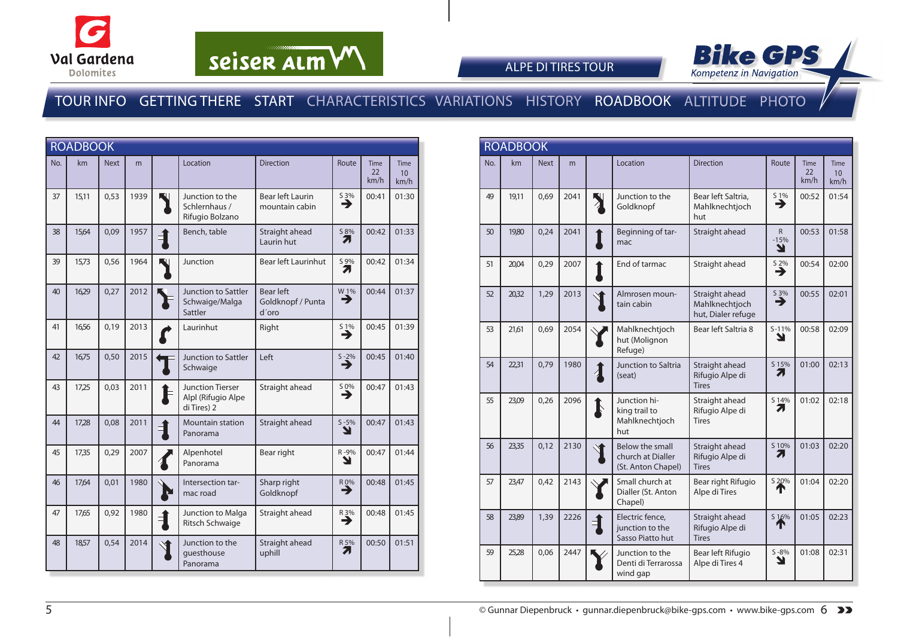ALPE DI TIRES TOUR

TOUR INFO GETTING THERE START CHARACTERISTICS VARIATIONS HISTORY ROADBOOK ALTITUDE PHOTO

## ROADBOOK

| No. | km | Next | m | | Location | Direction | Route | Time 22 km/h | Time 10 km/h |
|---|---|---|---|---|---|---|---|---|---|
| 37 | 15,11 | 0,53 | 1939 | | Junction to the Schlernhaus / Rifugio Bolzano | Bear left Laurin mountain cabin | S 3% | 00:41 | 01:30 |
| 38 | 15,64 | 0,09 | 1957 | | Bench, table | Straight ahead Laurin hut | S 8% | 00:42 | 01:33 |
| 39 | 15,73 | 0,56 | 1964 | | Junction | Bear left Laurinhut | S 9% | 00:42 | 01:34 |
| 40 | 16,29 | 0,27 | 2012 | | Junction to Sattler Schwaige/Malga Sattler | Bear left Goldknopf / Punta d´oro | W 1% | 00:44 | 01:37 |
| 41 | 16,56 | 0,19 | 2013 | | Laurinhut | Right | S 1% | 00:45 | 01:39 |
| 42 | 16,75 | 0,50 | 2015 | | Junction to Sattler Schwaige | Left | S -2% | 00:45 | 01:40 |
| 43 | 17,25 | 0,03 | 2011 | | Junction Tierser Alpl (Rifugio Alpe di Tires) 2 | Straight ahead | S 0% | 00:47 | 01:43 |
| 44 | 17,28 | 0,08 | 2011 | | Mountain station Panorama | Straight ahead | S -5% | 00:47 | 01:43 |
| 45 | 17,35 | 0,29 | 2007 | | Alpenhotel Panorama | Bear right | R -9% | 00:47 | 01:44 |
| 46 | 17,64 | 0,01 | 1980 | | Intersection tarmac road | Sharp right Goldknopf | R 0% | 00:48 | 01:45 |
| 47 | 17,65 | 0,92 | 1980 | | Junction to Malga Ritsch Schwaige | Straight ahead | R 3% | 00:48 | 01:45 |
| 48 | 18,57 | 0,54 | 2014 | | Junction to the guesthouse Panorama | Straight ahead uphill | R 5% | 00:50 | 01:51 |

## ROADBOOK

| No. | km | Next | m | | Location | Direction | Route | Time 22 km/h | Time 10 km/h |
|---|---|---|---|---|---|---|---|---|---|
| 49 | 19,11 | 0,69 | 2041 | | Junction to the Goldknopf | Bear left Saltria, Mahlknechtjoch hut | S 1% | 00:52 | 01:54 |
| 50 | 19,80 | 0,24 | 2041 | | Beginning of tarmac | Straight ahead | R -15% | 00:53 | 01:58 |
| 51 | 20,04 | 0,29 | 2007 | | End of tarmac | Straight ahead | S 2% | 00:54 | 02:00 |
| 52 | 20,32 | 1,29 | 2013 | | Almrosen mountain cabin | Straight ahead Mahlknechtjoch hut, Dialer refuge | S 3% | 00:55 | 02:01 |
| 53 | 21,61 | 0,69 | 2054 | | Mahlknechtjoch hut (Molignon Refuge) | Bear left Saltria 8 | S -11% | 00:58 | 02:09 |
| 54 | 22,31 | 0,79 | 1980 | | Junction to Saltria (seat) | Straight ahead Rifugio Alpe di Tires | S 15% | 01:00 | 02:13 |
| 55 | 23,09 | 0,26 | 2096 | | Junction hiking trail to Mahlknechtjoch hut | Straight ahead Rifugio Alpe di Tires | S 14% | 01:02 | 02:18 |
| 56 | 23,35 | 0,12 | 2130 | | Below the small church at Dialler (St. Anton Chapel) | Straight ahead Rifugio Alpe di Tires | S 10% | 01:03 | 02:20 |
| 57 | 23,47 | 0,42 | 2143 | | Small church at Dialler (St. Anton Chapel) | Bear right Rifugio Alpe di Tires | S 20% | 01:04 | 02:20 |
| 58 | 23,89 | 1,39 | 2226 | | Electric fence, junction to the Sasso Piatto hut | Straight ahead Rifugio Alpe di Tires | S 16% | 01:05 | 02:23 |
| 59 | 25,28 | 0,06 | 2447 | | Junction to the Denti di Terrarossa wind gap | Bear left Rifugio Alpe di Tires 4 | S -8% | 01:08 | 02:31 |

© Gunnar Diepenbruck • gunnar.diepenbruck@bike-gps.com • www.bike-gps.com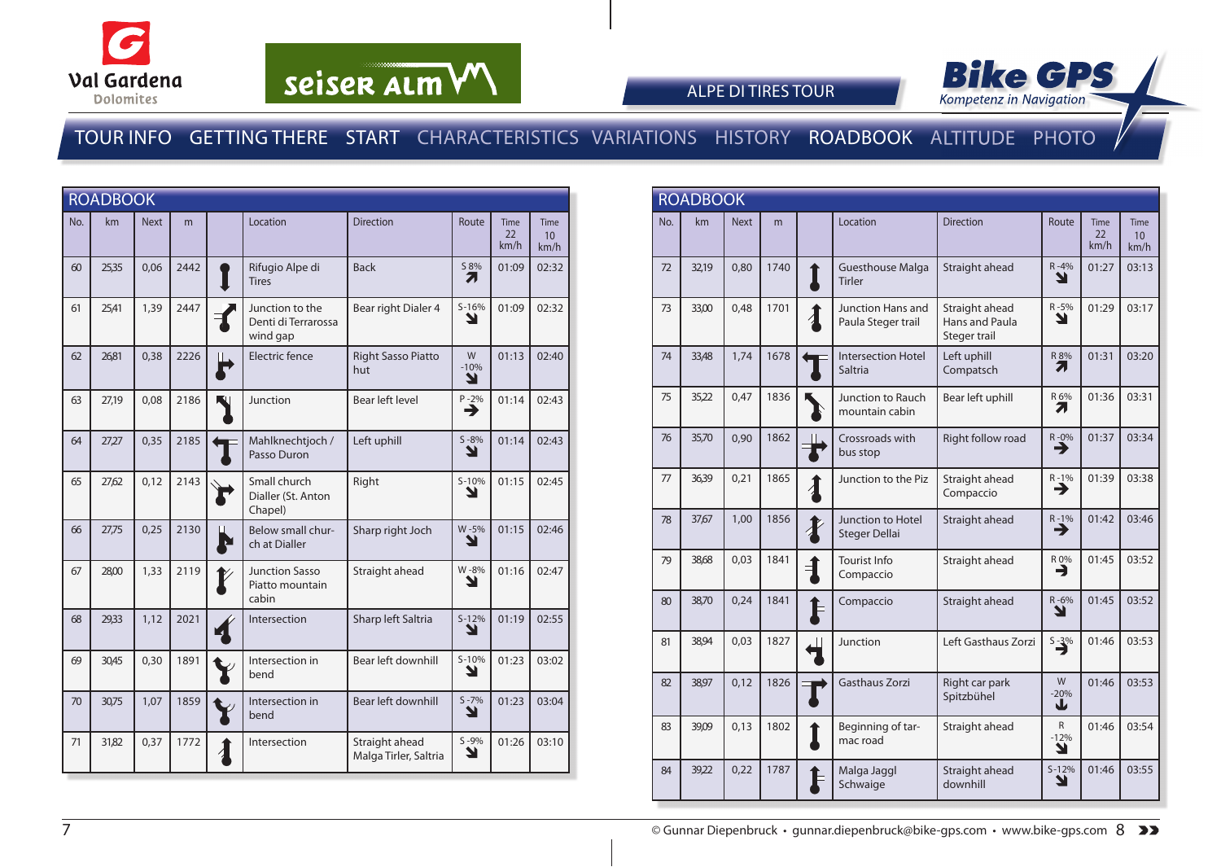## ROADBOOK

| No. | km | Next | m | | Location | Direction | Route | Time 22 km/h | Time 10 km/h |
|---|---|---|---|---|---|---|---|---|---|
| 60 | 25,35 | 0,06 | 2442 | | Rifugio Alpe di Tires | Back | S 8% | 01:09 | 02:32 |
| 61 | 25,41 | 1,39 | 2447 | | Junction to the Denti di Terrarossa wind gap | Bear right Dialer 4 | S -16% | 01:09 | 02:32 |
| 62 | 26,81 | 0,38 | 2226 | | Electric fence | Right Sasso Piatto hut | W -10% | 01:13 | 02:40 |
| 63 | 27,19 | 0,08 | 2186 | | Junction | Bear left level | P -2% | 01:14 | 02:43 |
| 64 | 27,27 | 0,35 | 2185 | | Mahlknechtjoch / Passo Duron | Left uphill | S -8% | 01:14 | 02:43 |
| 65 | 27,62 | 0,12 | 2143 | | Small church Dialler (St. Anton Chapel) | Right | S -10% | 01:15 | 02:45 |
| 66 | 27,75 | 0,25 | 2130 | | Below small church at Dialler | Sharp right Joch | W -5% | 01:15 | 02:46 |
| 67 | 28,00 | 1,33 | 2119 | | Junction Sasso Piatto mountain cabin | Straight ahead | W -8% | 01:16 | 02:47 |
| 68 | 29,33 | 1,12 | 2021 | | Intersection | Sharp left Saltria | S -12% | 01:19 | 02:55 |
| 69 | 30,45 | 0,30 | 1891 | | Intersection in bend | Bear left downhill | S -10% | 01:23 | 03:02 |
| 70 | 30,75 | 1,07 | 1859 | | Intersection in bend | Bear left downhill | S -7% | 01:23 | 03:04 |
| 71 | 31,82 | 0,37 | 1772 | | Intersection | Straight ahead Malga Tirler, Saltria | S -9% | 01:26 | 03:10 |

## ROADBOOK

| No. | km | Next | m | | Location | Direction | Route | Time 22 km/h | Time 10 km/h |
|---|---|---|---|---|---|---|---|---|---|
| 72 | 32,19 | 0,80 | 1740 | | Guesthouse Malga Tirler | Straight ahead | R -4% | 01:27 | 03:13 |
| 73 | 33,00 | 0,48 | 1701 | | Junction Hans and Paula Steger trail | Straight ahead Hans and Paula Steger trail | R -5% | 01:29 | 03:17 |
| 74 | 33,48 | 1,74 | 1678 | | Intersection Hotel Saltria | Left uphill Compatsch | R 8% | 01:31 | 03:20 |
| 75 | 35,22 | 0,47 | 1836 | | Junction to Rauch mountain cabin | Bear left uphill | R 6% | 01:36 | 03:31 |
| 76 | 35,70 | 0,90 | 1862 | | Crossroads with bus stop | Right follow road | R -0% | 01:37 | 03:34 |
| 77 | 36,39 | 0,21 | 1865 | | Junction to the Piz | Straight ahead Compaccio | R -1% | 01:39 | 03:38 |
| 78 | 37,67 | 1,00 | 1856 | | Junction to Hotel Steger Dellai | Straight ahead | R -1% | 01:42 | 03:46 |
| 79 | 38,68 | 0,03 | 1841 | | Tourist Info Compaccio | Straight ahead | R 0% | 01:45 | 03:52 |
| 80 | 38,70 | 0,24 | 1841 | | Compaccio | Straight ahead | R -6% | 01:45 | 03:52 |
| 81 | 38,94 | 0,03 | 1827 | | Junction | Left Gasthaus Zorzi | S -3% | 01:46 | 03:53 |
| 82 | 38,97 | 0,12 | 1826 | | Gasthaus Zorzi | Right car park Spitzbühel | W -20% | 01:46 | 03:53 |
| 83 | 39,09 | 0,13 | 1802 | | Beginning of tarmac road | Straight ahead | R -12% | 01:46 | 03:54 |
| 84 | 39,22 | 0,22 | 1787 | | Malga Jaggl Schwaige | Straight ahead downhill | S -12% | 01:46 | 03:55 |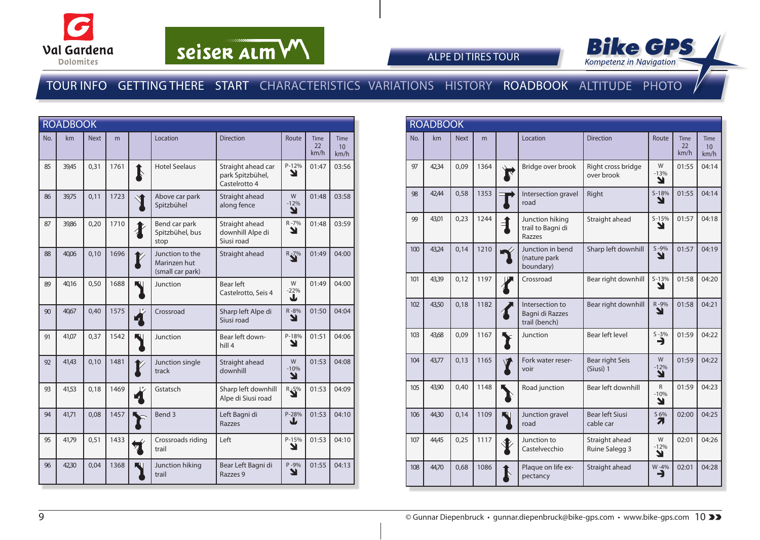ALPE DI TIRES TOUR

TOUR INFO GETTING THERE START CHARACTERISTICS VARIATIONS HISTORY ROADBOOK ALTITUDE PHOTO

## ROADBOOK

| No. | km | Next | m | | Location | Direction | Route | Time 22 km/h | Time 10 km/h |
|---|---|---|---|---|---|---|---|---|---|
| 85 | 39,45 | 0,31 | 1761 | | Hotel Seelaus | Straight ahead car park Spitzbühel, Castelrotto 4 | P-12% | 01:47 | 03:56 |
| 86 | 39,75 | 0,11 | 1723 | | Above car park Spitzbühel | Straight ahead along fence | W -12% | 01:48 | 03:58 |
| 87 | 39,86 | 0,20 | 1710 | | Bend car park Spitzbühel, bus stop | Straight ahead downhill Alpe di Siusi road | R -7% | 01:48 | 03:59 |
| 88 | 40,06 | 0,10 | 1696 | | Junction to the Marinzen hut (small car park) | Straight ahead | R-7% | 01:49 | 04:00 |
| 89 | 40,16 | 0,50 | 1688 | | Junction | Bear left Castelrotto, Seis 4 | W -22% | 01:49 | 04:00 |
| 90 | 40,67 | 0,40 | 1575 | | Crossroad | Sharp left Alpe di Siusi road | R -8% | 01:50 | 04:04 |
| 91 | 41,07 | 0,37 | 1542 | | Junction | Bear left downhill 4 | P-18% | 01:51 | 04:06 |
| 92 | 41,43 | 0,10 | 1481 | | Junction single track | Straight ahead downhill | W -10% | 01:53 | 04:08 |
| 93 | 41,53 | 0,18 | 1469 | | Gstatsch | Sharp left downhill Alpe di Siusi road | R-5% | 01:53 | 04:09 |
| 94 | 41,71 | 0,08 | 1457 | | Bend 3 | Left Bagni di Razzes | P-28% | 01:53 | 04:10 |
| 95 | 41,79 | 0,51 | 1433 | | Crossroads riding trail | Left | P-15% | 01:53 | 04:10 |
| 96 | 42,30 | 0,04 | 1368 | | Junction hiking trail | Bear Left Bagni di Razzes 9 | P -9% | 01:55 | 04:13 |

## ROADBOOK

| No. | km | Next | m | | Location | Direction | Route | Time 22 km/h | Time 10 km/h |
|---|---|---|---|---|---|---|---|---|---|
| 97 | 42,34 | 0,09 | 1364 | | Bridge over brook | Right cross bridge over brook | W -13% | 01:55 | 04:14 |
| 98 | 42,44 | 0,58 | 1353 | | Intersection gravel road | Right | S-18% | 01:55 | 04:14 |
| 99 | 43,01 | 0,23 | 1244 | | Junction hiking trail to Bagni di Razzes | Straight ahead | S-15% | 01:57 | 04:18 |
| 100 | 43,24 | 0,14 | 1210 | | Junction in bend (nature park boundary) | Sharp left downhill | S -9% | 01:57 | 04:19 |
| 101 | 43,39 | 0,12 | 1197 | | Crossroad | Bear right downhill | S-13% | 01:58 | 04:20 |
| 102 | 43,50 | 0,18 | 1182 | | Intersection to Bagni di Razzes trail (bench) | Bear right downhill | R -9% | 01:58 | 04:21 |
| 103 | 43,68 | 0,09 | 1167 | | Junction | Bear left level | S -3% | 01:59 | 04:22 |
| 104 | 43,77 | 0,13 | 1165 | | Fork water reservoir | Bear right Seis (Siusi) 1 | W -12% | 01:59 | 04:22 |
| 105 | 43,90 | 0,40 | 1148 | | Road junction | Bear left downhill | R -10% | 01:59 | 04:23 |
| 106 | 44,30 | 0,14 | 1109 | | Junction gravel road | Bear left Siusi cable car | S 6% | 02:00 | 04:25 |
| 107 | 44,45 | 0,25 | 1117 | | Junction to Castelvecchio | Straight ahead Ruine Salegg 3 | W -12% | 02:01 | 04:26 |
| 108 | 44,70 | 0,68 | 1086 | | Plaque on life expectancy | Straight ahead | W -4% | 02:01 | 04:28 |

© Gunnar Diepenbruck • gunnar.diepenbruck@bike-gps.com • www.bike-gps.com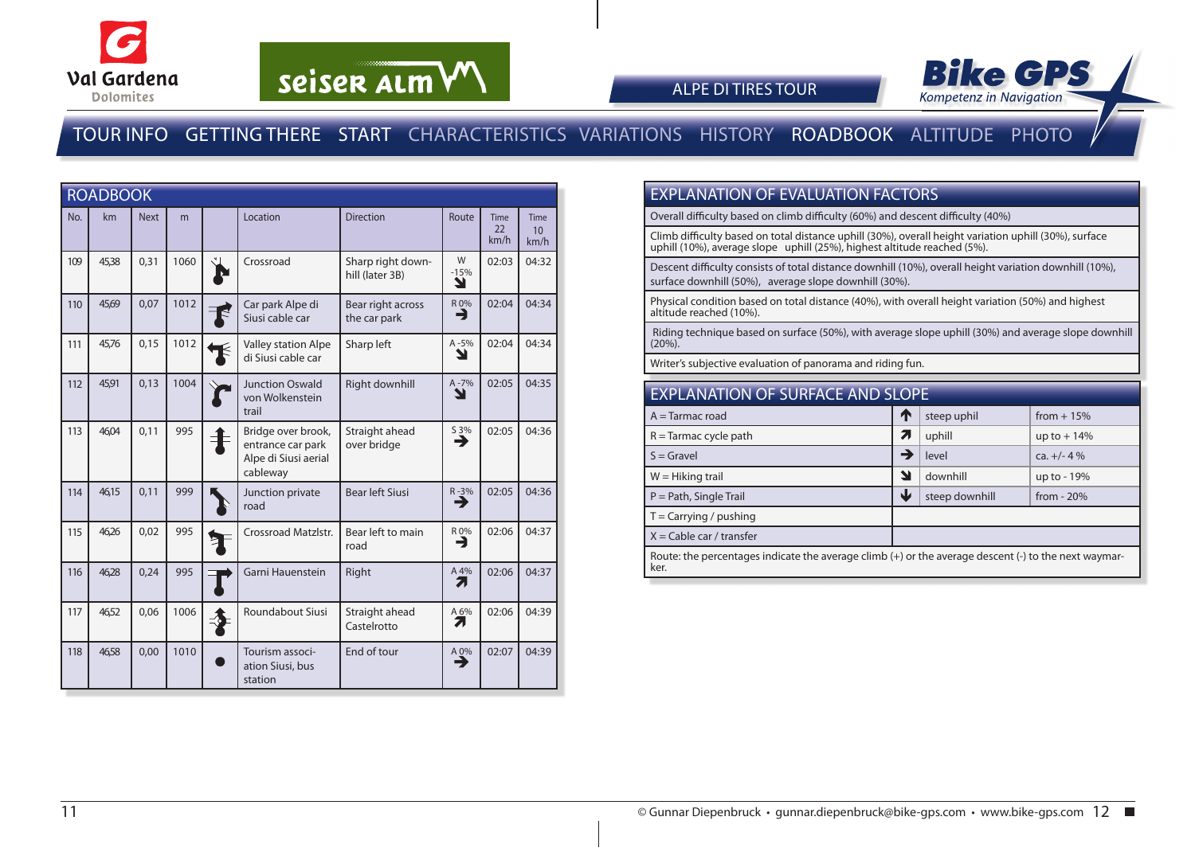Val Gardena Dolomites

seiser alm

ALPE DI TIRES TOUR

Bike GPS
*Kompetenz in Navigation*

TOUR INFO GETTING THERE START CHARACTERISTICS VARIATIONS HISTORY ROADBOOK ALTITUDE PHOTO

## ROADBOOK

| No. | km | Next | m | | Location | Direction | Route | Time 22 km/h | Time 10 km/h |
|---|---|---|---|---|---|---|---|---|---|
| 109 | 45,38 | 0,31 | 1060 | | Crossroad | Sharp right downhill (later 3B) | W -15% ↘ | 02:03 | 04:32 |
| 110 | 45,69 | 0,07 | 1012 | | Car park Alpe di Siusi cable car | Bear right across the car park | R 0% → | 02:04 | 04:34 |
| 111 | 45,76 | 0,15 | 1012 | | Valley station Alpe di Siusi cable car | Sharp left | A -5% ↘ | 02:04 | 04:34 |
| 112 | 45,91 | 0,13 | 1004 | | Junction Oswald von Wolkenstein trail | Right downhill | A -7% ↘ | 02:05 | 04:35 |
| 113 | 46,04 | 0,11 | 995 | | Bridge over brook, entrance car park Alpe di Siusi aerial cableway | Straight ahead over bridge | S 3% → | 02:05 | 04:36 |
| 114 | 46,15 | 0,11 | 999 | | Junction private road | Bear left Siusi | R -3% → | 02:05 | 04:36 |
| 115 | 46,26 | 0,02 | 995 | | Crossroad Matzlstr. | Bear left to main road | R 0% → | 02:06 | 04:37 |
| 116 | 46,28 | 0,24 | 995 | | Garni Hauenstein | Right | A 4% ↗ | 02:06 | 04:37 |
| 117 | 46,52 | 0,06 | 1006 | | Roundabout Siusi | Straight ahead Castelrotto | A 6% ↗ | 02:06 | 04:39 |
| 118 | 46,58 | 0,00 | 1010 | ● | Tourism association Siusi, bus station | End of tour | A 0% → | 02:07 | 04:39 |

## EXPLANATION OF EVALUATION FACTORS

Overall difficulty based on climb difficulty (60%) and descent difficulty (40%)

Climb difficulty based on total distance uphill (30%), overall height variation uphill (30%), surface uphill (10%), average slope uphill (25%), highest altitude reached (5%).

Descent difficulty consists of total distance downhill (10%), overall height variation downhill (10%), surface downhill (50%), average slope downhill (30%).

Physical condition based on total distance (40%), with overall height variation (50%) and highest altitude reached (10%).

Riding technique based on surface (50%), with average slope uphill (30%) and average slope downhill (20%).

Writer's subjective evaluation of panorama and riding fun.

## EXPLANATION OF SURFACE AND SLOPE

| | | | |
|---|---|---|---|
| A = Tarmac road | ↑ | steep uphil | from + 15% |
| R = Tarmac cycle path | ↗ | uphill | up to + 14% |
| S = Gravel | → | level | ca. +/- 4 % |
| W = Hiking trail | ↘ | downhill | up to - 19% |
| P = Path, Single Trail | ↓ | steep downhill | from - 20% |
| T = Carrying / pushing | | | |
| X = Cable car / transfer | | | |

Route: the percentages indicate the average climb (+) or the average descent (-) to the next waymarker.

© Gunnar Diepenbruck • gunnar.diepenbruck@bike-gps.com • www.bike-gps.com